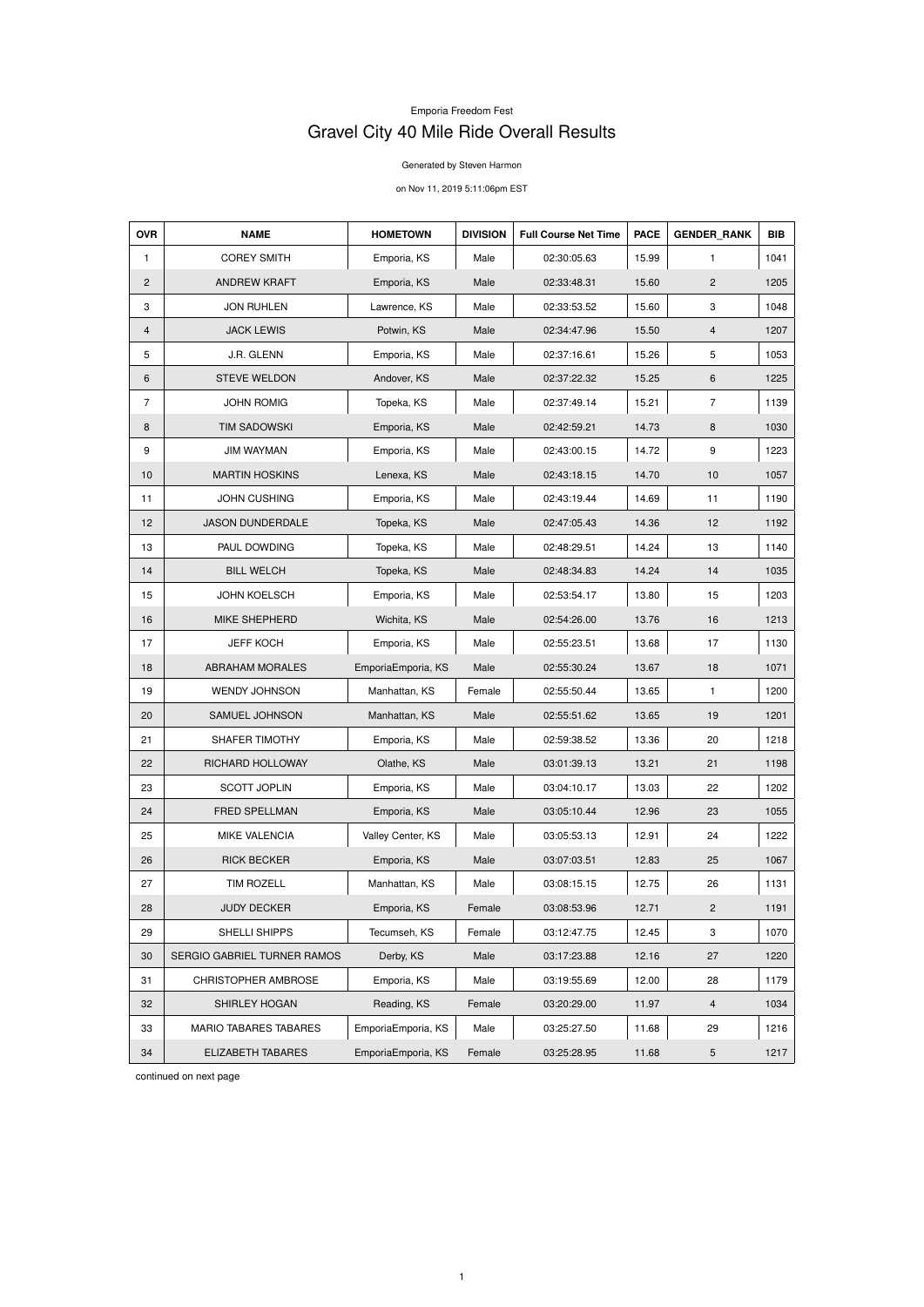Emporia Freedom Fest

# Gravel City 40 Mile Ride Overall Results

Generated by Steven Harmon

on Nov 11, 2019 5:11:06pm EST

| OVR | NAME | HOMETOWN | DIVISION | Full Course Net Time | PACE | GENDER_RANK | BIB |
|---|---|---|---|---|---|---|---|
| 1 | COREY SMITH | Emporia, KS | Male | 02:30:05.63 | 15.99 | 1 | 1041 |
| 2 | ANDREW KRAFT | Emporia, KS | Male | 02:33:48.31 | 15.60 | 2 | 1205 |
| 3 | JON RUHLEN | Lawrence, KS | Male | 02:33:53.52 | 15.60 | 3 | 1048 |
| 4 | JACK LEWIS | Potwin, KS | Male | 02:34:47.96 | 15.50 | 4 | 1207 |
| 5 | J.R. GLENN | Emporia, KS | Male | 02:37:16.61 | 15.26 | 5 | 1053 |
| 6 | STEVE WELDON | Andover, KS | Male | 02:37:22.32 | 15.25 | 6 | 1225 |
| 7 | JOHN ROMIG | Topeka, KS | Male | 02:37:49.14 | 15.21 | 7 | 1139 |
| 8 | TIM SADOWSKI | Emporia, KS | Male | 02:42:59.21 | 14.73 | 8 | 1030 |
| 9 | JIM WAYMAN | Emporia, KS | Male | 02:43:00.15 | 14.72 | 9 | 1223 |
| 10 | MARTIN HOSKINS | Lenexa, KS | Male | 02:43:18.15 | 14.70 | 10 | 1057 |
| 11 | JOHN CUSHING | Emporia, KS | Male | 02:43:19.44 | 14.69 | 11 | 1190 |
| 12 | JASON DUNDERDALE | Topeka, KS | Male | 02:47:05.43 | 14.36 | 12 | 1192 |
| 13 | PAUL DOWDING | Topeka, KS | Male | 02:48:29.51 | 14.24 | 13 | 1140 |
| 14 | BILL WELCH | Topeka, KS | Male | 02:48:34.83 | 14.24 | 14 | 1035 |
| 15 | JOHN KOELSCH | Emporia, KS | Male | 02:53:54.17 | 13.80 | 15 | 1203 |
| 16 | MIKE SHEPHERD | Wichita, KS | Male | 02:54:26.00 | 13.76 | 16 | 1213 |
| 17 | JEFF KOCH | Emporia, KS | Male | 02:55:23.51 | 13.68 | 17 | 1130 |
| 18 | ABRAHAM MORALES | EmporiaEmporia, KS | Male | 02:55:30.24 | 13.67 | 18 | 1071 |
| 19 | WENDY JOHNSON | Manhattan, KS | Female | 02:55:50.44 | 13.65 | 1 | 1200 |
| 20 | SAMUEL JOHNSON | Manhattan, KS | Male | 02:55:51.62 | 13.65 | 19 | 1201 |
| 21 | SHAFER TIMOTHY | Emporia, KS | Male | 02:59:38.52 | 13.36 | 20 | 1218 |
| 22 | RICHARD HOLLOWAY | Olathe, KS | Male | 03:01:39.13 | 13.21 | 21 | 1198 |
| 23 | SCOTT JOPLIN | Emporia, KS | Male | 03:04:10.17 | 13.03 | 22 | 1202 |
| 24 | FRED SPELLMAN | Emporia, KS | Male | 03:05:10.44 | 12.96 | 23 | 1055 |
| 25 | MIKE VALENCIA | Valley Center, KS | Male | 03:05:53.13 | 12.91 | 24 | 1222 |
| 26 | RICK BECKER | Emporia, KS | Male | 03:07:03.51 | 12.83 | 25 | 1067 |
| 27 | TIM ROZELL | Manhattan, KS | Male | 03:08:15.15 | 12.75 | 26 | 1131 |
| 28 | JUDY DECKER | Emporia, KS | Female | 03:08:53.96 | 12.71 | 2 | 1191 |
| 29 | SHELLI SHIPPS | Tecumseh, KS | Female | 03:12:47.75 | 12.45 | 3 | 1070 |
| 30 | SERGIO GABRIEL TURNER RAMOS | Derby, KS | Male | 03:17:23.88 | 12.16 | 27 | 1220 |
| 31 | CHRISTOPHER AMBROSE | Emporia, KS | Male | 03:19:55.69 | 12.00 | 28 | 1179 |
| 32 | SHIRLEY HOGAN | Reading, KS | Female | 03:20:29.00 | 11.97 | 4 | 1034 |
| 33 | MARIO TABARES TABARES | EmporiaEmporia, KS | Male | 03:25:27.50 | 11.68 | 29 | 1216 |
| 34 | ELIZABETH TABARES | EmporiaEmporia, KS | Female | 03:25:28.95 | 11.68 | 5 | 1217 |

continued on next page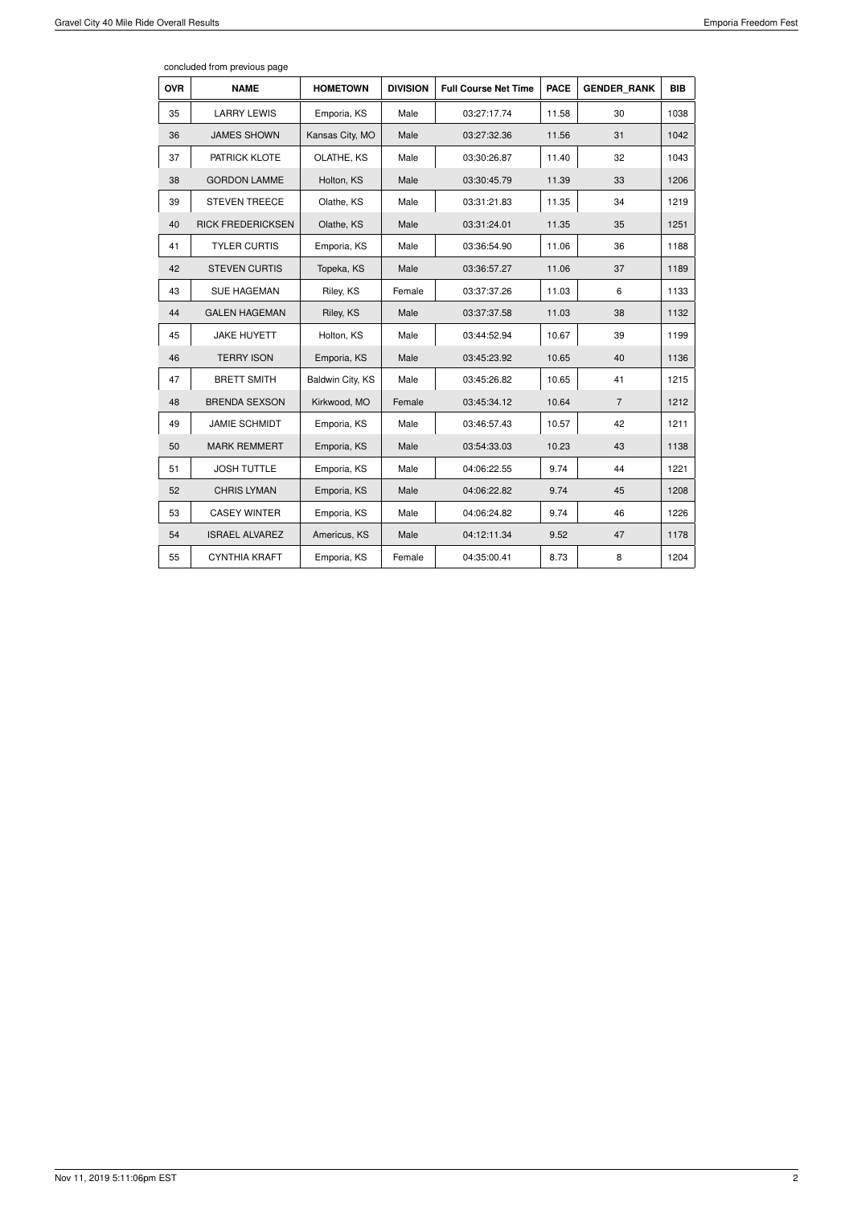concluded from previous page

| OVR | NAME | HOMETOWN | DIVISION | Full Course Net Time | PACE | GENDER_RANK | BIB |
|---|---|---|---|---|---|---|---|
| 35 | LARRY LEWIS | Emporia, KS | Male | 03:27:17.74 | 11.58 | 30 | 1038 |
| 36 | JAMES SHOWN | Kansas City, MO | Male | 03:27:32.36 | 11.56 | 31 | 1042 |
| 37 | PATRICK KLOTE | OLATHE, KS | Male | 03:30:26.87 | 11.40 | 32 | 1043 |
| 38 | GORDON LAMME | Holton, KS | Male | 03:30:45.79 | 11.39 | 33 | 1206 |
| 39 | STEVEN TREECE | Olathe, KS | Male | 03:31:21.83 | 11.35 | 34 | 1219 |
| 40 | RICK FREDERICKSEN | Olathe, KS | Male | 03:31:24.01 | 11.35 | 35 | 1251 |
| 41 | TYLER CURTIS | Emporia, KS | Male | 03:36:54.90 | 11.06 | 36 | 1188 |
| 42 | STEVEN CURTIS | Topeka, KS | Male | 03:36:57.27 | 11.06 | 37 | 1189 |
| 43 | SUE HAGEMAN | Riley, KS | Female | 03:37:37.26 | 11.03 | 6 | 1133 |
| 44 | GALEN HAGEMAN | Riley, KS | Male | 03:37:37.58 | 11.03 | 38 | 1132 |
| 45 | JAKE HUYETT | Holton, KS | Male | 03:44:52.94 | 10.67 | 39 | 1199 |
| 46 | TERRY ISON | Emporia, KS | Male | 03:45:23.92 | 10.65 | 40 | 1136 |
| 47 | BRETT SMITH | Baldwin City, KS | Male | 03:45:26.82 | 10.65 | 41 | 1215 |
| 48 | BRENDA SEXSON | Kirkwood, MO | Female | 03:45:34.12 | 10.64 | 7 | 1212 |
| 49 | JAMIE SCHMIDT | Emporia, KS | Male | 03:46:57.43 | 10.57 | 42 | 1211 |
| 50 | MARK REMMERT | Emporia, KS | Male | 03:54:33.03 | 10.23 | 43 | 1138 |
| 51 | JOSH TUTTLE | Emporia, KS | Male | 04:06:22.55 | 9.74 | 44 | 1221 |
| 52 | CHRIS LYMAN | Emporia, KS | Male | 04:06:22.82 | 9.74 | 45 | 1208 |
| 53 | CASEY WINTER | Emporia, KS | Male | 04:06:24.82 | 9.74 | 46 | 1226 |
| 54 | ISRAEL ALVAREZ | Americus, KS | Male | 04:12:11.34 | 9.52 | 47 | 1178 |
| 55 | CYNTHIA KRAFT | Emporia, KS | Female | 04:35:00.41 | 8.73 | 8 | 1204 |